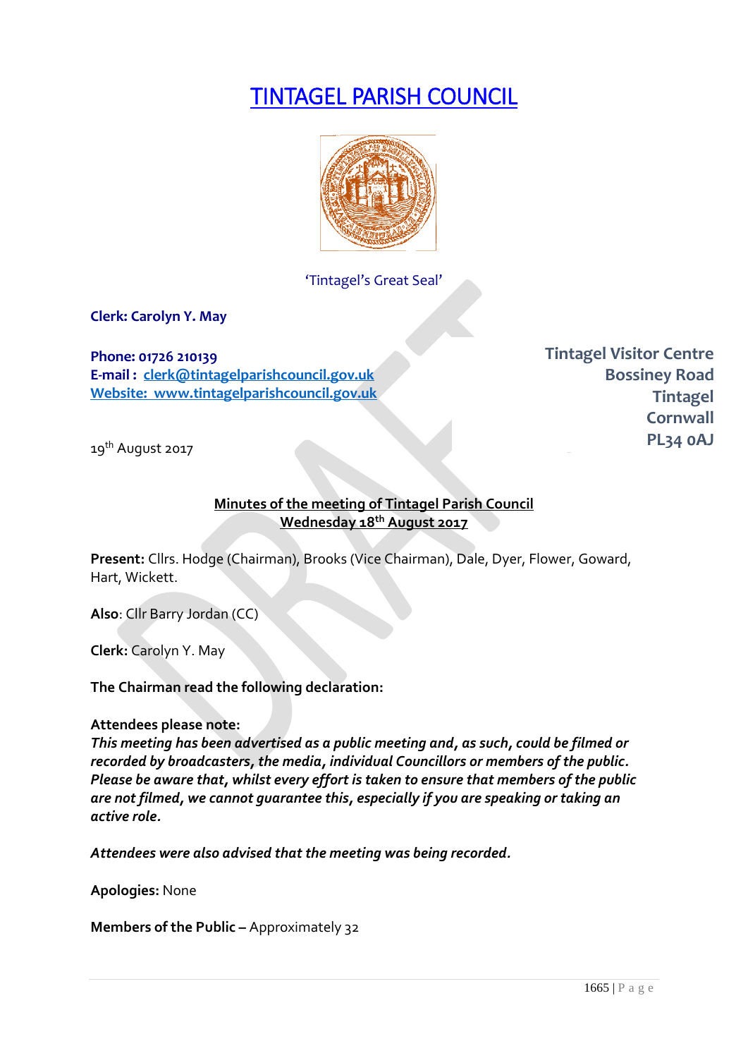# TINTAGEL PARISH COUNCIL

'Tintagel's Great Seal'

**Clerk: Carolyn Y. May**

**Phone: 01726 210139**
**E-mail : clerk@tintagelparishcouncil.gov.uk**
**Website: www.tintagelparishcouncil.gov.uk**

**Tintagel Visitor Centre**
**Bossiney Road**
**Tintagel**
**Cornwall**
**PL34 0AJ**

19th August 2017

**Minutes of the meeting of Tintagel Parish Council**
**Wednesday 18th August 2017**

**Present:** Cllrs. Hodge (Chairman), Brooks (Vice Chairman), Dale, Dyer, Flower, Goward, Hart, Wickett.

**Also**: Cllr Barry Jordan (CC)

**Clerk:** Carolyn Y. May

**The Chairman read the following declaration:**

**Attendees please note:**
***This meeting has been advertised as a public meeting and, as such, could be filmed or recorded by broadcasters, the media, individual Councillors or members of the public. Please be aware that, whilst every effort is taken to ensure that members of the public are not filmed, we cannot guarantee this, especially if you are speaking or taking an active role.***

***Attendees were also advised that the meeting was being recorded.***

**Apologies:** None

**Members of the Public –** Approximately 32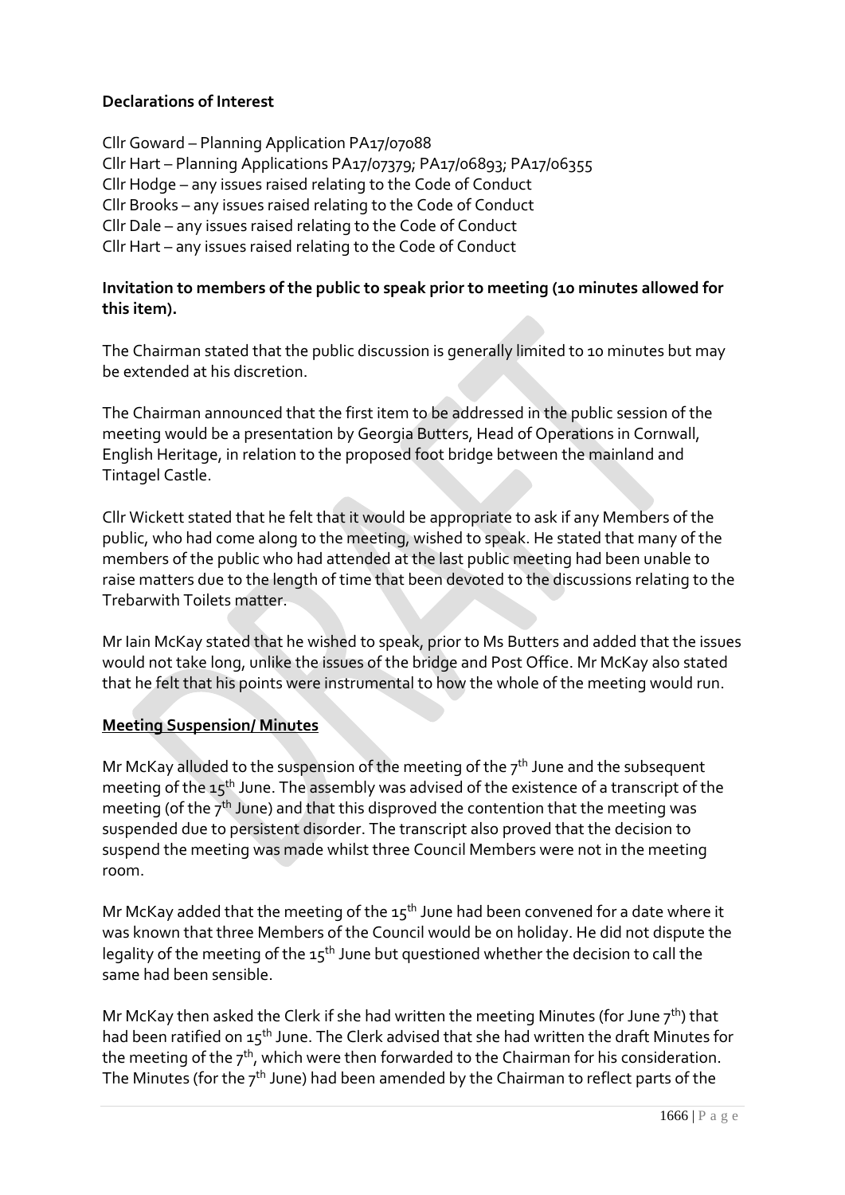**Declarations of Interest**

Cllr Goward – Planning Application PA17/07088
Cllr Hart – Planning Applications PA17/07379; PA17/06893; PA17/06355
Cllr Hodge – any issues raised relating to the Code of Conduct
Cllr Brooks – any issues raised relating to the Code of Conduct
Cllr Dale – any issues raised relating to the Code of Conduct
Cllr Hart – any issues raised relating to the Code of Conduct

**Invitation to members of the public to speak prior to meeting (10 minutes allowed for this item).**

The Chairman stated that the public discussion is generally limited to 10 minutes but may be extended at his discretion.

The Chairman announced that the first item to be addressed in the public session of the meeting would be a presentation by Georgia Butters, Head of Operations in Cornwall, English Heritage, in relation to the proposed foot bridge between the mainland and Tintagel Castle.

Cllr Wickett stated that he felt that it would be appropriate to ask if any Members of the public, who had come along to the meeting, wished to speak. He stated that many of the members of the public who had attended at the last public meeting had been unable to raise matters due to the length of time that been devoted to the discussions relating to the Trebarwith Toilets matter.

Mr Iain McKay stated that he wished to speak, prior to Ms Butters and added that the issues would not take long, unlike the issues of the bridge and Post Office. Mr McKay also stated that he felt that his points were instrumental to how the whole of the meeting would run.

**Meeting Suspension/ Minutes**

Mr McKay alluded to the suspension of the meeting of the 7th June and the subsequent meeting of the 15th June. The assembly was advised of the existence of a transcript of the meeting (of the 7th June) and that this disproved the contention that the meeting was suspended due to persistent disorder. The transcript also proved that the decision to suspend the meeting was made whilst three Council Members were not in the meeting room.

Mr McKay added that the meeting of the 15th June had been convened for a date where it was known that three Members of the Council would be on holiday. He did not dispute the legality of the meeting of the 15th June but questioned whether the decision to call the same had been sensible.

Mr McKay then asked the Clerk if she had written the meeting Minutes (for June 7th) that had been ratified on 15th June. The Clerk advised that she had written the draft Minutes for the meeting of the 7th, which were then forwarded to the Chairman for his consideration. The Minutes (for the 7th June) had been amended by the Chairman to reflect parts of the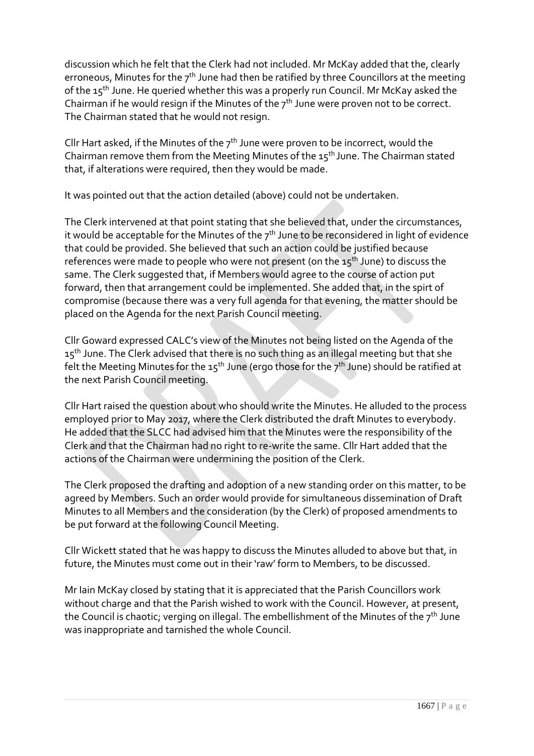discussion which he felt that the Clerk had not included. Mr McKay added that the, clearly erroneous, Minutes for the 7th June had then be ratified by three Councillors at the meeting of the 15th June. He queried whether this was a properly run Council. Mr McKay asked the Chairman if he would resign if the Minutes of the 7th June were proven not to be correct. The Chairman stated that he would not resign.

Cllr Hart asked, if the Minutes of the 7th June were proven to be incorrect, would the Chairman remove them from the Meeting Minutes of the 15th June. The Chairman stated that, if alterations were required, then they would be made.

It was pointed out that the action detailed (above) could not be undertaken.

The Clerk intervened at that point stating that she believed that, under the circumstances, it would be acceptable for the Minutes of the 7th June to be reconsidered in light of evidence that could be provided. She believed that such an action could be justified because references were made to people who were not present (on the 15th June) to discuss the same. The Clerk suggested that, if Members would agree to the course of action put forward, then that arrangement could be implemented. She added that, in the spirt of compromise (because there was a very full agenda for that evening, the matter should be placed on the Agenda for the next Parish Council meeting.

Cllr Goward expressed CALC's view of the Minutes not being listed on the Agenda of the 15th June. The Clerk advised that there is no such thing as an illegal meeting but that she felt the Meeting Minutes for the 15th June (ergo those for the 7th June) should be ratified at the next Parish Council meeting.

Cllr Hart raised the question about who should write the Minutes. He alluded to the process employed prior to May 2017, where the Clerk distributed the draft Minutes to everybody. He added that the SLCC had advised him that the Minutes were the responsibility of the Clerk and that the Chairman had no right to re-write the same. Cllr Hart added that the actions of the Chairman were undermining the position of the Clerk.

The Clerk proposed the drafting and adoption of a new standing order on this matter, to be agreed by Members. Such an order would provide for simultaneous dissemination of Draft Minutes to all Members and the consideration (by the Clerk) of proposed amendments to be put forward at the following Council Meeting.

Cllr Wickett stated that he was happy to discuss the Minutes alluded to above but that, in future, the Minutes must come out in their 'raw' form to Members, to be discussed.

Mr Iain McKay closed by stating that it is appreciated that the Parish Councillors work without charge and that the Parish wished to work with the Council. However, at present, the Council is chaotic; verging on illegal. The embellishment of the Minutes of the 7th June was inappropriate and tarnished the whole Council.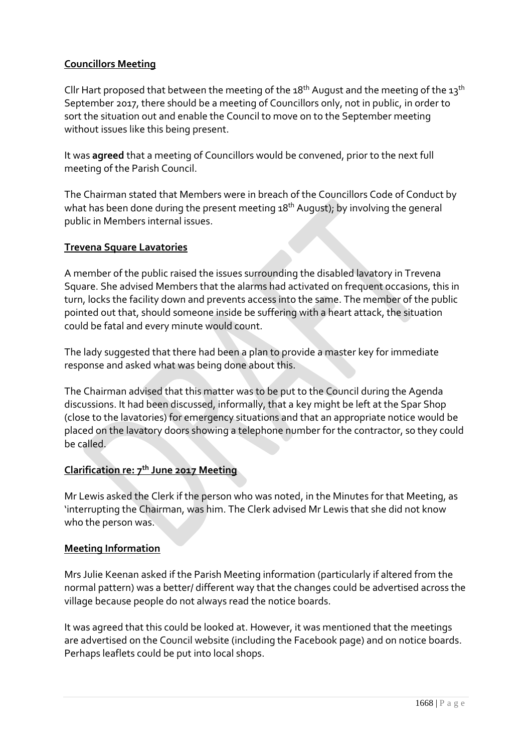**Councillors Meeting**

Cllr Hart proposed that between the meeting of the 18th August and the meeting of the 13th September 2017, there should be a meeting of Councillors only, not in public, in order to sort the situation out and enable the Council to move on to the September meeting without issues like this being present.

It was **agreed** that a meeting of Councillors would be convened, prior to the next full meeting of the Parish Council.

The Chairman stated that Members were in breach of the Councillors Code of Conduct by what has been done during the present meeting 18th August); by involving the general public in Members internal issues.

**Trevena Square Lavatories**

A member of the public raised the issues surrounding the disabled lavatory in Trevena Square. She advised Members that the alarms had activated on frequent occasions, this in turn, locks the facility down and prevents access into the same. The member of the public pointed out that, should someone inside be suffering with a heart attack, the situation could be fatal and every minute would count.

The lady suggested that there had been a plan to provide a master key for immediate response and asked what was being done about this.

The Chairman advised that this matter was to be put to the Council during the Agenda discussions. It had been discussed, informally, that a key might be left at the Spar Shop (close to the lavatories) for emergency situations and that an appropriate notice would be placed on the lavatory doors showing a telephone number for the contractor, so they could be called.

**Clarification re: 7th June 2017 Meeting**

Mr Lewis asked the Clerk if the person who was noted, in the Minutes for that Meeting, as 'interrupting the Chairman, was him. The Clerk advised Mr Lewis that she did not know who the person was.

**Meeting Information**

Mrs Julie Keenan asked if the Parish Meeting information (particularly if altered from the normal pattern) was a better/ different way that the changes could be advertised across the village because people do not always read the notice boards.

It was agreed that this could be looked at. However, it was mentioned that the meetings are advertised on the Council website (including the Facebook page) and on notice boards. Perhaps leaflets could be put into local shops.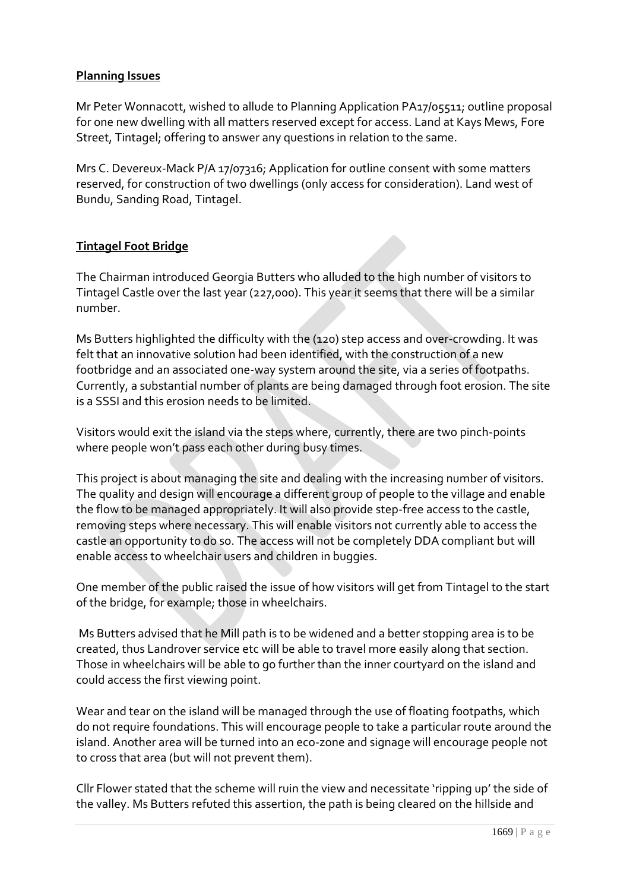## **Planning Issues**

Mr Peter Wonnacott, wished to allude to Planning Application PA17/05511; outline proposal for one new dwelling with all matters reserved except for access. Land at Kays Mews, Fore Street, Tintagel; offering to answer any questions in relation to the same.

Mrs C. Devereux-Mack P/A 17/07316; Application for outline consent with some matters reserved, for construction of two dwellings (only access for consideration). Land west of Bundu, Sanding Road, Tintagel.

## **Tintagel Foot Bridge**

The Chairman introduced Georgia Butters who alluded to the high number of visitors to Tintagel Castle over the last year (227,000). This year it seems that there will be a similar number.

Ms Butters highlighted the difficulty with the (120) step access and over-crowding. It was felt that an innovative solution had been identified, with the construction of a new footbridge and an associated one-way system around the site, via a series of footpaths. Currently, a substantial number of plants are being damaged through foot erosion. The site is a SSSI and this erosion needs to be limited.

Visitors would exit the island via the steps where, currently, there are two pinch-points where people won't pass each other during busy times.

This project is about managing the site and dealing with the increasing number of visitors. The quality and design will encourage a different group of people to the village and enable the flow to be managed appropriately. It will also provide step-free access to the castle, removing steps where necessary. This will enable visitors not currently able to access the castle an opportunity to do so. The access will not be completely DDA compliant but will enable access to wheelchair users and children in buggies.

One member of the public raised the issue of how visitors will get from Tintagel to the start of the bridge, for example; those in wheelchairs.

Ms Butters advised that he Mill path is to be widened and a better stopping area is to be created, thus Landrover service etc will be able to travel more easily along that section. Those in wheelchairs will be able to go further than the inner courtyard on the island and could access the first viewing point.

Wear and tear on the island will be managed through the use of floating footpaths, which do not require foundations. This will encourage people to take a particular route around the island. Another area will be turned into an eco-zone and signage will encourage people not to cross that area (but will not prevent them).

Cllr Flower stated that the scheme will ruin the view and necessitate 'ripping up' the side of the valley. Ms Butters refuted this assertion, the path is being cleared on the hillside and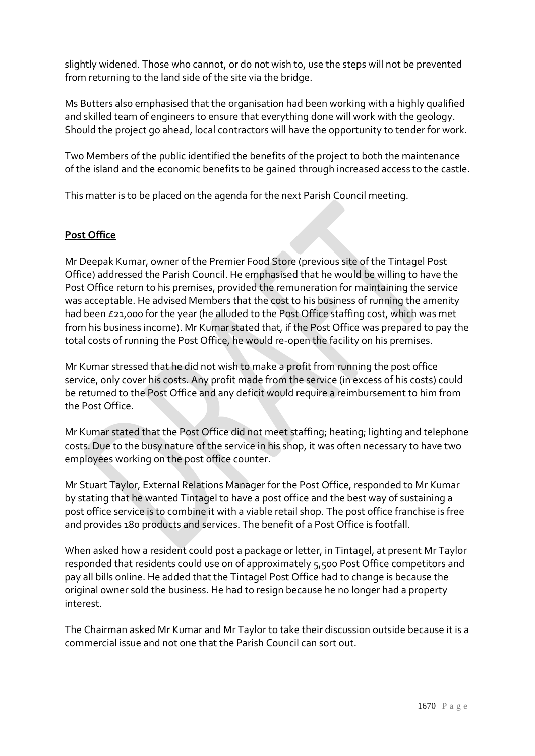slightly widened. Those who cannot, or do not wish to, use the steps will not be prevented from returning to the land side of the site via the bridge.

Ms Butters also emphasised that the organisation had been working with a highly qualified and skilled team of engineers to ensure that everything done will work with the geology. Should the project go ahead, local contractors will have the opportunity to tender for work.

Two Members of the public identified the benefits of the project to both the maintenance of the island and the economic benefits to be gained through increased access to the castle.

This matter is to be placed on the agenda for the next Parish Council meeting.

**Post Office**

Mr Deepak Kumar, owner of the Premier Food Store (previous site of the Tintagel Post Office) addressed the Parish Council. He emphasised that he would be willing to have the Post Office return to his premises, provided the remuneration for maintaining the service was acceptable. He advised Members that the cost to his business of running the amenity had been £21,000 for the year (he alluded to the Post Office staffing cost, which was met from his business income). Mr Kumar stated that, if the Post Office was prepared to pay the total costs of running the Post Office, he would re-open the facility on his premises.

Mr Kumar stressed that he did not wish to make a profit from running the post office service, only cover his costs. Any profit made from the service (in excess of his costs) could be returned to the Post Office and any deficit would require a reimbursement to him from the Post Office.

Mr Kumar stated that the Post Office did not meet staffing; heating; lighting and telephone costs. Due to the busy nature of the service in his shop, it was often necessary to have two employees working on the post office counter.

Mr Stuart Taylor, External Relations Manager for the Post Office, responded to Mr Kumar by stating that he wanted Tintagel to have a post office and the best way of sustaining a post office service is to combine it with a viable retail shop. The post office franchise is free and provides 180 products and services. The benefit of a Post Office is footfall.

When asked how a resident could post a package or letter, in Tintagel, at present Mr Taylor responded that residents could use on of approximately 5,500 Post Office competitors and pay all bills online. He added that the Tintagel Post Office had to change is because the original owner sold the business. He had to resign because he no longer had a property interest.

The Chairman asked Mr Kumar and Mr Taylor to take their discussion outside because it is a commercial issue and not one that the Parish Council can sort out.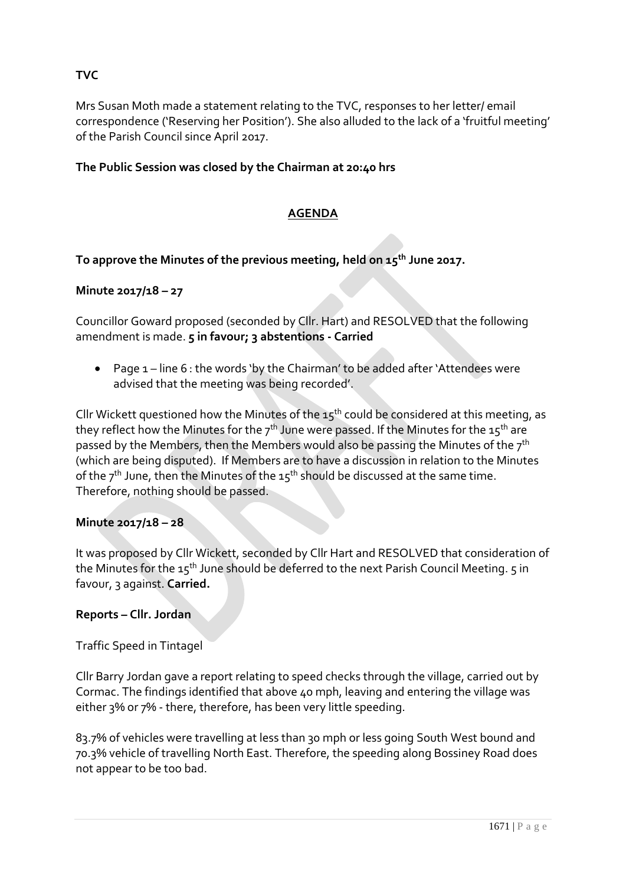**TVC**

Mrs Susan Moth made a statement relating to the TVC, responses to her letter/ email correspondence ('Reserving her Position'). She also alluded to the lack of a 'fruitful meeting' of the Parish Council since April 2017.

**The Public Session was closed by the Chairman at 20:40 hrs**

## AGENDA

**To approve the Minutes of the previous meeting, held on 15th June 2017.**

**Minute 2017/18 – 27**

Councillor Goward proposed (seconded by Cllr. Hart) and RESOLVED that the following amendment is made. **5 in favour; 3 abstentions - Carried**

- Page 1 – line 6 : the words 'by the Chairman' to be added after 'Attendees were advised that the meeting was being recorded'.

Cllr Wickett questioned how the Minutes of the 15th could be considered at this meeting, as they reflect how the Minutes for the 7th June were passed. If the Minutes for the 15th are passed by the Members, then the Members would also be passing the Minutes of the 7th (which are being disputed). If Members are to have a discussion in relation to the Minutes of the 7th June, then the Minutes of the 15th should be discussed at the same time. Therefore, nothing should be passed.

**Minute 2017/18 – 28**

It was proposed by Cllr Wickett, seconded by Cllr Hart and RESOLVED that consideration of the Minutes for the 15th June should be deferred to the next Parish Council Meeting. 5 in favour, 3 against. **Carried.**

**Reports – Cllr. Jordan**

Traffic Speed in Tintagel

Cllr Barry Jordan gave a report relating to speed checks through the village, carried out by Cormac. The findings identified that above 40 mph, leaving and entering the village was either 3% or 7% - there, therefore, has been very little speeding.

83.7% of vehicles were travelling at less than 30 mph or less going South West bound and 70.3% vehicle of travelling North East. Therefore, the speeding along Bossiney Road does not appear to be too bad.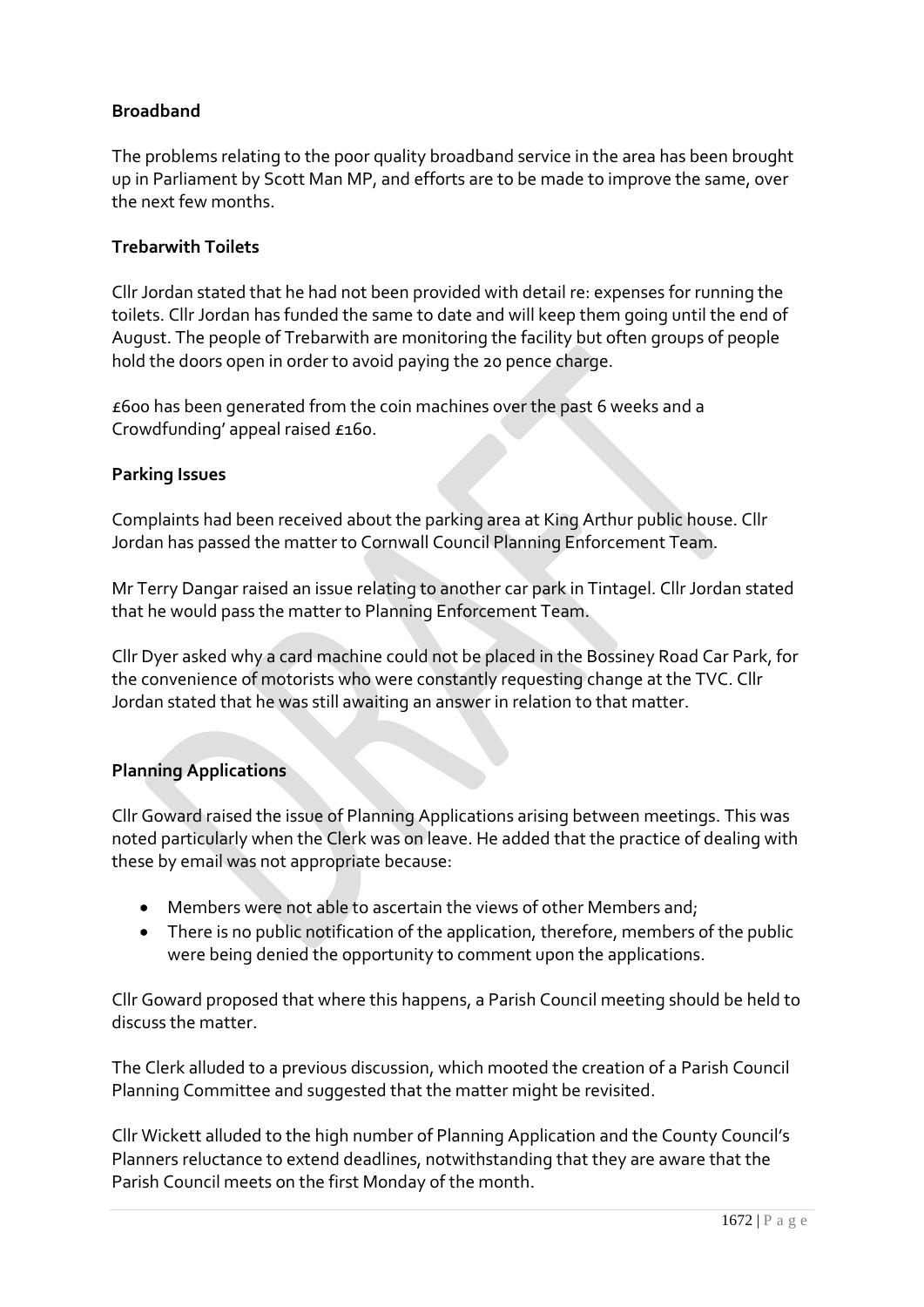**Broadband**

The problems relating to the poor quality broadband service in the area has been brought up in Parliament by Scott Man MP, and efforts are to be made to improve the same, over the next few months.

**Trebarwith Toilets**

Cllr Jordan stated that he had not been provided with detail re: expenses for running the toilets. Cllr Jordan has funded the same to date and will keep them going until the end of August. The people of Trebarwith are monitoring the facility but often groups of people hold the doors open in order to avoid paying the 20 pence charge.

£600 has been generated from the coin machines over the past 6 weeks and a Crowdfunding' appeal raised £160.

**Parking Issues**

Complaints had been received about the parking area at King Arthur public house. Cllr Jordan has passed the matter to Cornwall Council Planning Enforcement Team.

Mr Terry Dangar raised an issue relating to another car park in Tintagel. Cllr Jordan stated that he would pass the matter to Planning Enforcement Team.

Cllr Dyer asked why a card machine could not be placed in the Bossiney Road Car Park, for the convenience of motorists who were constantly requesting change at the TVC. Cllr Jordan stated that he was still awaiting an answer in relation to that matter.

**Planning Applications**

Cllr Goward raised the issue of Planning Applications arising between meetings. This was noted particularly when the Clerk was on leave. He added that the practice of dealing with these by email was not appropriate because:

- Members were not able to ascertain the views of other Members and;
- There is no public notification of the application, therefore, members of the public were being denied the opportunity to comment upon the applications.

Cllr Goward proposed that where this happens, a Parish Council meeting should be held to discuss the matter.

The Clerk alluded to a previous discussion, which mooted the creation of a Parish Council Planning Committee and suggested that the matter might be revisited.

Cllr Wickett alluded to the high number of Planning Application and the County Council's Planners reluctance to extend deadlines, notwithstanding that they are aware that the Parish Council meets on the first Monday of the month.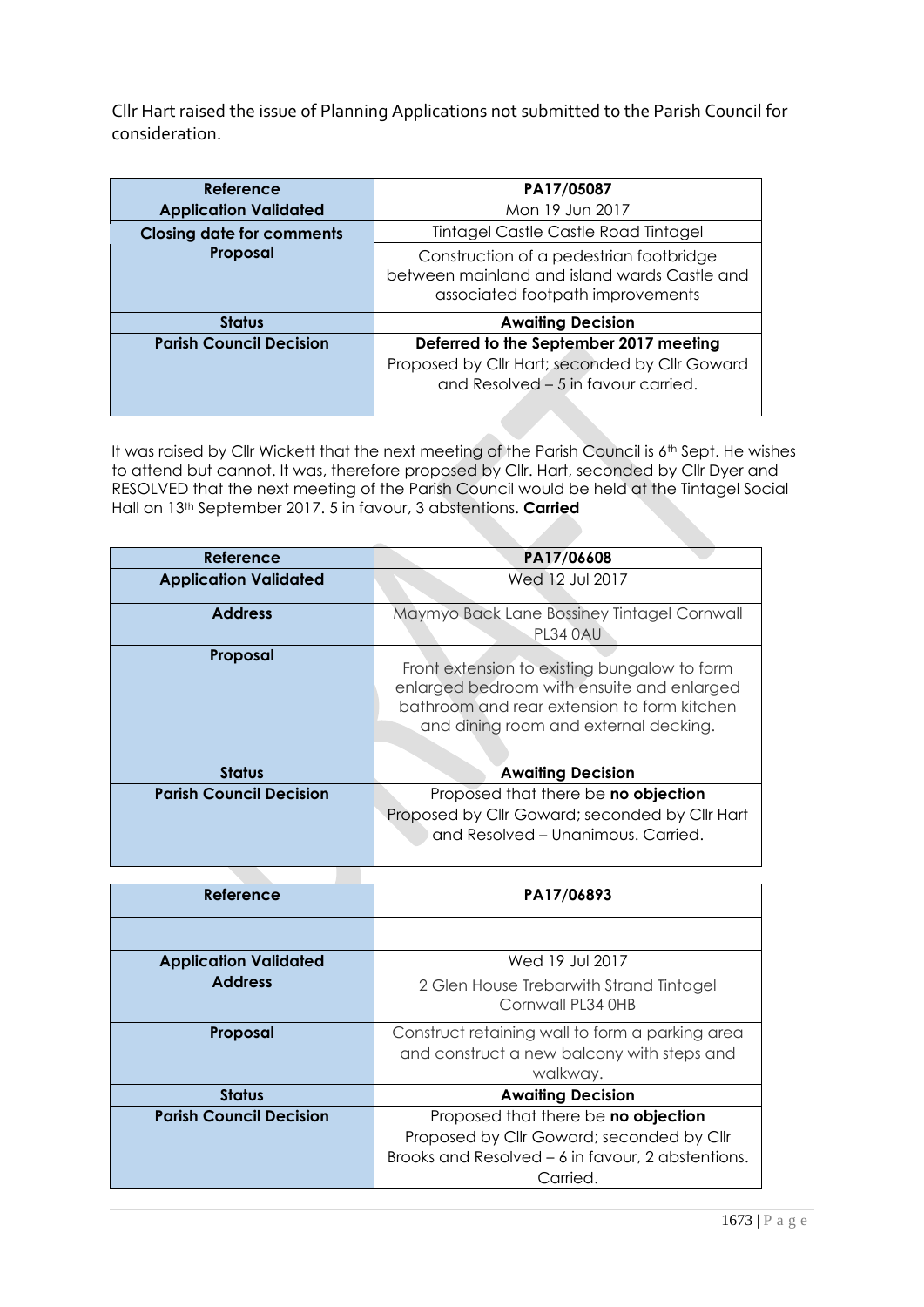Cllr Hart raised the issue of Planning Applications not submitted to the Parish Council for consideration.

| Reference | PA17/05087 |
|---|---|
| Application Validated | Mon 19 Jun 2017 |
| Closing date for comments | Tintagel Castle Castle Road Tintagel |
| Proposal | Construction of a pedestrian footbridge between mainland and island wards Castle and associated footpath improvements |
| Status | **Awaiting Decision** |
| Parish Council Decision | **Deferred to the September 2017 meeting** Proposed by Cllr Hart; seconded by Cllr Goward and Resolved – 5 in favour carried. |

It was raised by Cllr Wickett that the next meeting of the Parish Council is 6th Sept. He wishes to attend but cannot. It was, therefore proposed by Cllr. Hart, seconded by Cllr Dyer and RESOLVED that the next meeting of the Parish Council would be held at the Tintagel Social Hall on 13th September 2017. 5 in favour, 3 abstentions. **Carried**

| Reference | PA17/06608 |
|---|---|
| Application Validated | Wed 12 Jul 2017 |
| Address | Maymyo Back Lane Bossiney Tintagel Cornwall PL34 0AU |
| Proposal | Front extension to existing bungalow to form enlarged bedroom with ensuite and enlarged bathroom and rear extension to form kitchen and dining room and external decking. |
| Status | **Awaiting Decision** |
| Parish Council Decision | Proposed that there be **no objection** Proposed by Cllr Goward; seconded by Cllr Hart and Resolved – Unanimous. Carried. |

| Reference | PA17/06893 |
|---|---|
| | |
| Application Validated | Wed 19 Jul 2017 |
| Address | 2 Glen House Trebarwith Strand Tintagel Cornwall PL34 0HB |
| Proposal | Construct retaining wall to form a parking area and construct a new balcony with steps and walkway. |
| Status | **Awaiting Decision** |
| Parish Council Decision | Proposed that there be **no objection** Proposed by Cllr Goward; seconded by Cllr Brooks and Resolved – 6 in favour, 2 abstentions. Carried. |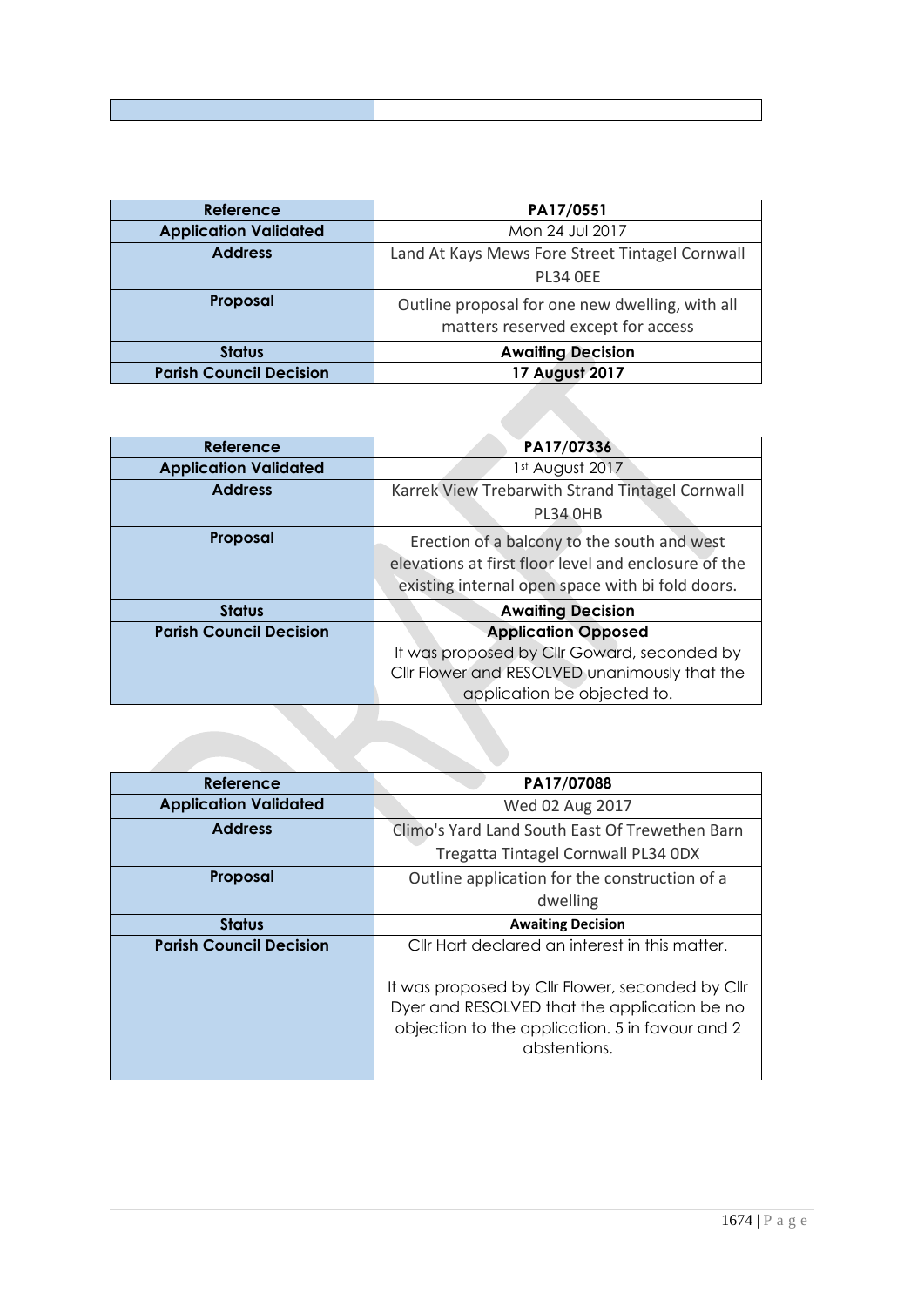| | |
|---|---|

| Reference | PA17/0551 |
|---|---|
| Application Validated | Mon 24 Jul 2017 |
| Address | Land At Kays Mews Fore Street Tintagel Cornwall PL34 0EE |
| Proposal | Outline proposal for one new dwelling, with all matters reserved except for access |
| Status | **Awaiting Decision** |
| Parish Council Decision | **17 August 2017** |

| Reference | PA17/07336 |
|---|---|
| Application Validated | 1st August 2017 |
| Address | Karrek View Trebarwith Strand Tintagel Cornwall PL34 0HB |
| Proposal | Erection of a balcony to the south and west elevations at first floor level and enclosure of the existing internal open space with bi fold doors. |
| Status | **Awaiting Decision** |
| Parish Council Decision | **Application Opposed** It was proposed by Cllr Goward, seconded by Cllr Flower and RESOLVED unanimously that the application be objected to. |

| Reference | PA17/07088 |
|---|---|
| Application Validated | Wed 02 Aug 2017 |
| Address | Climo's Yard Land South East Of Trewethen Barn Tregatta Tintagel Cornwall PL34 0DX |
| Proposal | Outline application for the construction of a dwelling |
| Status | **Awaiting Decision** |
| Parish Council Decision | Cllr Hart declared an interest in this matter. It was proposed by Cllr Flower, seconded by Cllr Dyer and RESOLVED that the application be no objection to the application. 5 in favour and 2 abstentions. |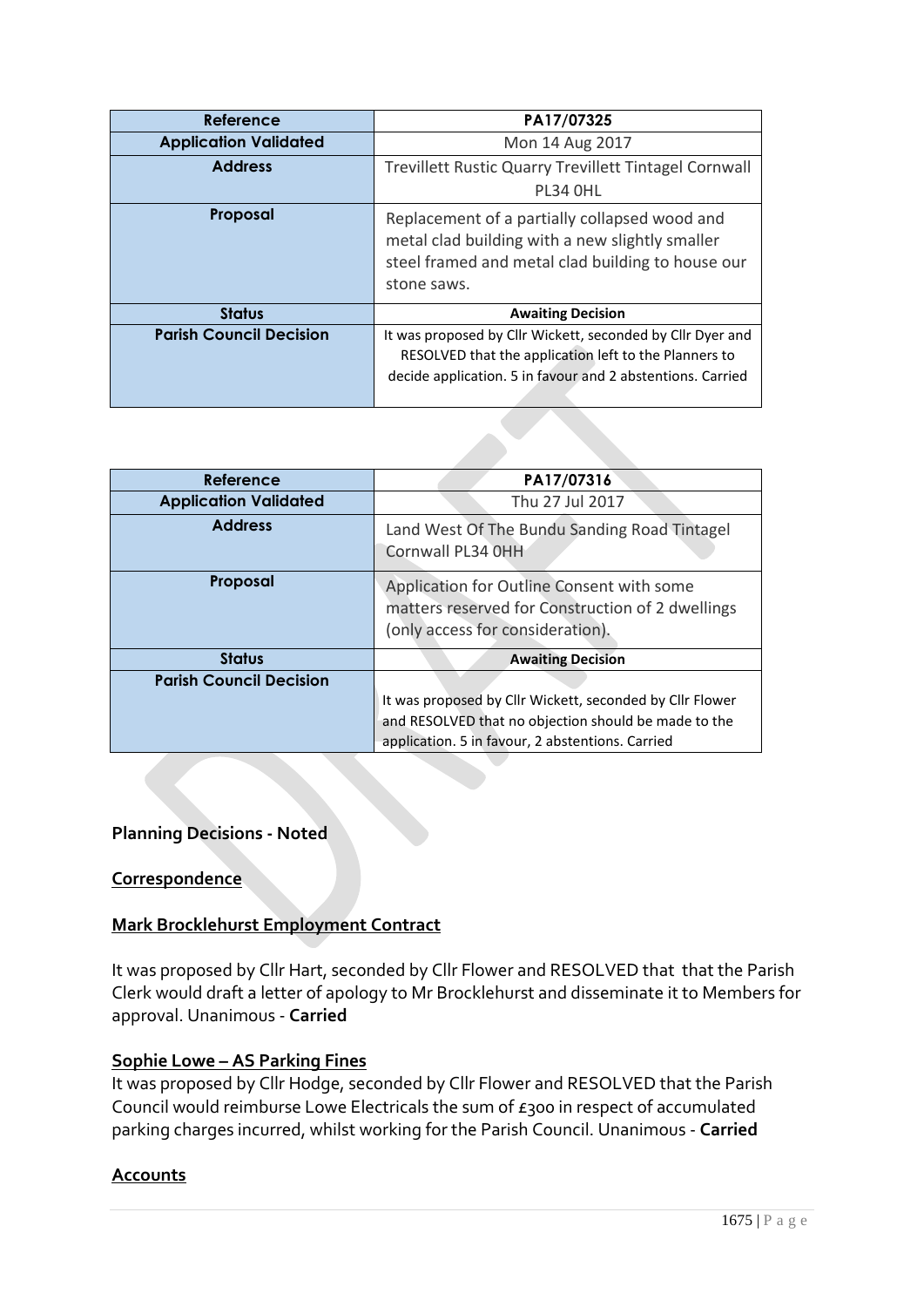| Reference | PA17/07325 |
| --- | --- |
| Application Validated | Mon 14 Aug 2017 |
| Address | Trevillett Rustic Quarry Trevillett Tintagel Cornwall PL34 0HL |
| Proposal | Replacement of a partially collapsed wood and metal clad building with a new slightly smaller steel framed and metal clad building to house our stone saws. |
| Status | Awaiting Decision |
| Parish Council Decision | It was proposed by Cllr Wickett, seconded by Cllr Dyer and RESOLVED that the application left to the Planners to decide application. 5 in favour and 2 abstentions. Carried |

| Reference | PA17/07316 |
| --- | --- |
| Application Validated | Thu 27 Jul 2017 |
| Address | Land West Of The Bundu Sanding Road Tintagel Cornwall PL34 0HH |
| Proposal | Application for Outline Consent with some matters reserved for Construction of 2 dwellings (only access for consideration). |
| Status | Awaiting Decision |
| Parish Council Decision | It was proposed by Cllr Wickett, seconded by Cllr Flower and RESOLVED that no objection should be made to the application. 5 in favour, 2 abstentions. Carried |

**Planning Decisions - Noted**

**Correspondence**

**Mark Brocklehurst Employment Contract**

It was proposed by Cllr Hart, seconded by Cllr Flower and RESOLVED that that the Parish Clerk would draft a letter of apology to Mr Brocklehurst and disseminate it to Members for approval. Unanimous - **Carried**

**Sophie Lowe – AS Parking Fines**

It was proposed by Cllr Hodge, seconded by Cllr Flower and RESOLVED that the Parish Council would reimburse Lowe Electricals the sum of £300 in respect of accumulated parking charges incurred, whilst working for the Parish Council. Unanimous - **Carried**

**Accounts**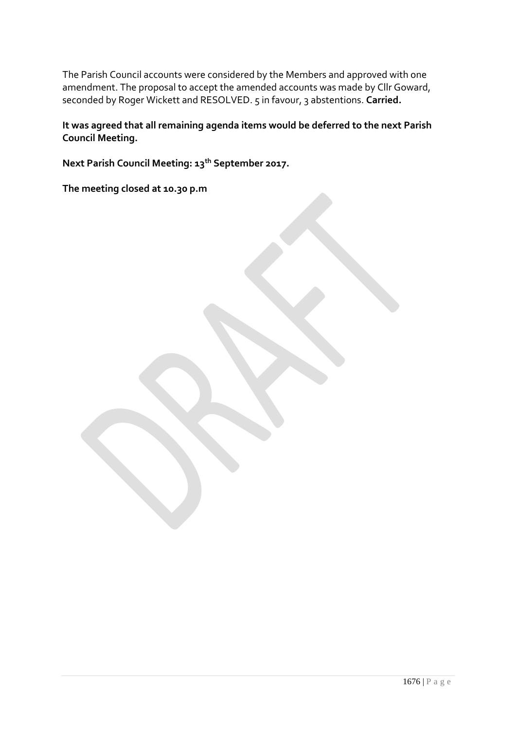The Parish Council accounts were considered by the Members and approved with one amendment. The proposal to accept the amended accounts was made by Cllr Goward, seconded by Roger Wickett and RESOLVED. 5 in favour, 3 abstentions. **Carried.**

**It was agreed that all remaining agenda items would be deferred to the next Parish Council Meeting.**

**Next Parish Council Meeting: 13th September 2017.**

**The meeting closed at 10.30 p.m**